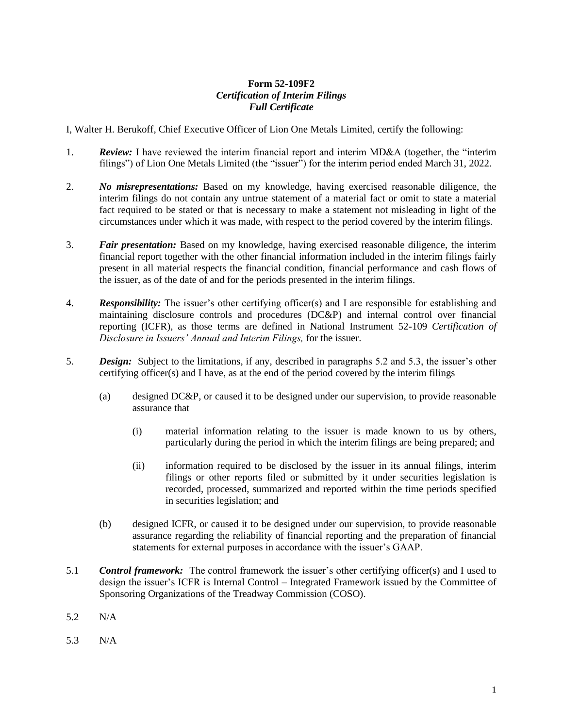**Form 52-109F2**
***Certification of Interim Filings***
***Full Certificate***

I, Walter H. Berukoff, Chief Executive Officer of Lion One Metals Limited, certify the following:

1. ***Review:*** I have reviewed the interim financial report and interim MD&A (together, the "interim filings") of Lion One Metals Limited (the "issuer") for the interim period ended March 31, 2022.

2. ***No misrepresentations:*** Based on my knowledge, having exercised reasonable diligence, the interim filings do not contain any untrue statement of a material fact or omit to state a material fact required to be stated or that is necessary to make a statement not misleading in light of the circumstances under which it was made, with respect to the period covered by the interim filings.

3. ***Fair presentation:*** Based on my knowledge, having exercised reasonable diligence, the interim financial report together with the other financial information included in the interim filings fairly present in all material respects the financial condition, financial performance and cash flows of the issuer, as of the date of and for the periods presented in the interim filings.

4. ***Responsibility:*** The issuer's other certifying officer(s) and I are responsible for establishing and maintaining disclosure controls and procedures (DC&P) and internal control over financial reporting (ICFR), as those terms are defined in National Instrument 52-109 *Certification of Disclosure in Issuers' Annual and Interim Filings,* for the issuer.

5. ***Design:*** Subject to the limitations, if any, described in paragraphs 5.2 and 5.3, the issuer's other certifying officer(s) and I have, as at the end of the period covered by the interim filings

   (a) designed DC&P, or caused it to be designed under our supervision, to provide reasonable assurance that

      (i) material information relating to the issuer is made known to us by others, particularly during the period in which the interim filings are being prepared; and

      (ii) information required to be disclosed by the issuer in its annual filings, interim filings or other reports filed or submitted by it under securities legislation is recorded, processed, summarized and reported within the time periods specified in securities legislation; and

   (b) designed ICFR, or caused it to be designed under our supervision, to provide reasonable assurance regarding the reliability of financial reporting and the preparation of financial statements for external purposes in accordance with the issuer's GAAP.

5.1 ***Control framework:*** The control framework the issuer's other certifying officer(s) and I used to design the issuer's ICFR is Internal Control – Integrated Framework issued by the Committee of Sponsoring Organizations of the Treadway Commission (COSO).

5.2 N/A

5.3 N/A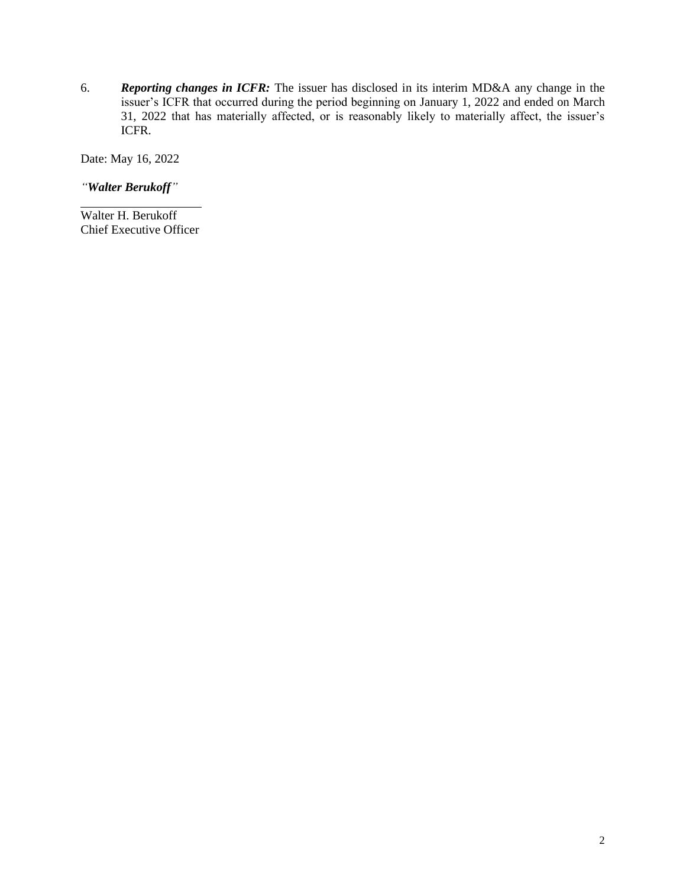6. ***Reporting changes in ICFR:*** The issuer has disclosed in its interim MD&A any change in the issuer's ICFR that occurred during the period beginning on January 1, 2022 and ended on March 31, 2022 that has materially affected, or is reasonably likely to materially affect, the issuer's ICFR.

Date: May 16, 2022

*"**Walter Berukoff**"*

Walter H. Berukoff
Chief Executive Officer